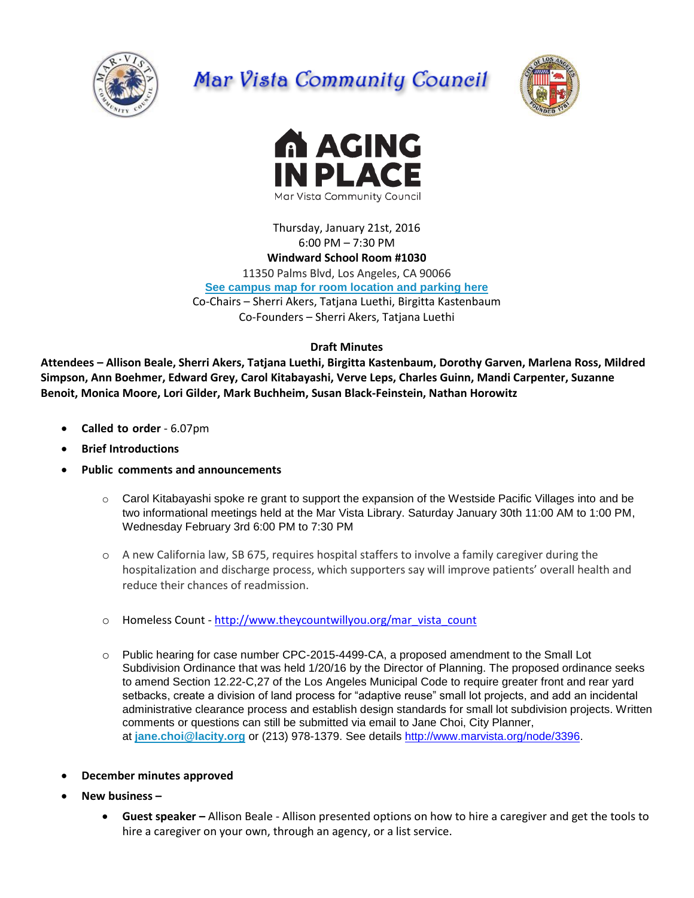# Mar Vista Community Council

## AGING IN PLACE

Mar Vista Community Council

Thursday, January 21st, 2016
6:00 PM – 7:30 PM
**Windward School Room #1030**
11350 Palms Blvd, Los Angeles, CA 90066
**See campus map for room location and parking here**
Co-Chairs – Sherri Akers, Tatjana Luethi, Birgitta Kastenbaum
Co-Founders – Sherri Akers, Tatjana Luethi

**Draft Minutes**

**Attendees – Allison Beale, Sherri Akers, Tatjana Luethi, Birgitta Kastenbaum, Dorothy Garven, Marlena Ross, Mildred Simpson, Ann Boehmer, Edward Grey, Carol Kitabayashi, Verve Leps, Charles Guinn, Mandi Carpenter, Suzanne Benoit, Monica Moore, Lori Gilder, Mark Buchheim, Susan Black-Feinstein, Nathan Horowitz**

- **Called to order** - 6.07pm
- **Brief Introductions**
- **Public comments and announcements**
  - Carol Kitabayashi spoke re grant to support the expansion of the Westside Pacific Villages into and be two informational meetings held at the Mar Vista Library. Saturday January 30th 11:00 AM to 1:00 PM, Wednesday February 3rd 6:00 PM to 7:30 PM
  - A new California law, SB 675, requires hospital staffers to involve a family caregiver during the hospitalization and discharge process, which supporters say will improve patients' overall health and reduce their chances of readmission.
  - Homeless Count - http://www.theycountwillyou.org/mar_vista_count
  - Public hearing for case number CPC-2015-4499-CA, a proposed amendment to the Small Lot Subdivision Ordinance that was held 1/20/16 by the Director of Planning. The proposed ordinance seeks to amend Section 12.22-C,27 of the Los Angeles Municipal Code to require greater front and rear yard setbacks, create a division of land process for "adaptive reuse" small lot projects, and add an incidental administrative clearance process and establish design standards for small lot subdivision projects. Written comments or questions can still be submitted via email to Jane Choi, City Planner, at **jane.choi@lacity.org** or (213) 978-1379. See details http://www.marvista.org/node/3396.
- **December minutes approved**
- **New business –**
  - **Guest speaker –** Allison Beale - Allison presented options on how to hire a caregiver and get the tools to hire a caregiver on your own, through an agency, or a list service.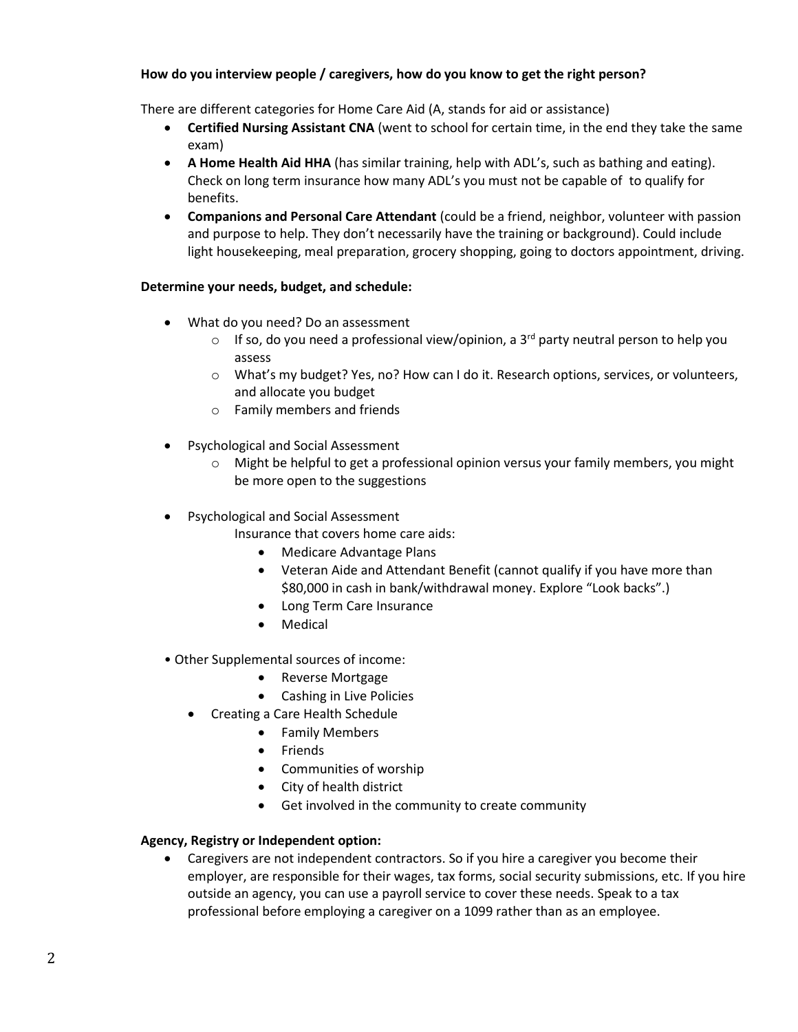**How do you interview people / caregivers, how do you know to get the right person?**

There are different categories for Home Care Aid (A, stands for aid or assistance)

- **Certified Nursing Assistant CNA** (went to school for certain time, in the end they take the same exam)
- **A Home Health Aid HHA** (has similar training, help with ADL's, such as bathing and eating). Check on long term insurance how many ADL's you must not be capable of to qualify for benefits.
- **Companions and Personal Care Attendant** (could be a friend, neighbor, volunteer with passion and purpose to help. They don't necessarily have the training or background). Could include light housekeeping, meal preparation, grocery shopping, going to doctors appointment, driving.

**Determine your needs, budget, and schedule:**

- What do you need? Do an assessment
  - If so, do you need a professional view/opinion, a 3rd party neutral person to help you assess
  - What's my budget? Yes, no? How can I do it. Research options, services, or volunteers, and allocate you budget
  - Family members and friends

- Psychological and Social Assessment
  - Might be helpful to get a professional opinion versus your family members, you might be more open to the suggestions

- Psychological and Social Assessment

  Insurance that covers home care aids:
  - Medicare Advantage Plans
  - Veteran Aide and Attendant Benefit (cannot qualify if you have more than $80,000 in cash in bank/withdrawal money. Explore "Look backs".)
  - Long Term Care Insurance
  - Medical

- Other Supplemental sources of income:
  - Reverse Mortgage
  - Cashing in Live Policies
- Creating a Care Health Schedule
  - Family Members
  - Friends
  - Communities of worship
  - City of health district
  - Get involved in the community to create community

**Agency, Registry or Independent option:**

- Caregivers are not independent contractors. So if you hire a caregiver you become their employer, are responsible for their wages, tax forms, social security submissions, etc. If you hire outside an agency, you can use a payroll service to cover these needs. Speak to a tax professional before employing a caregiver on a 1099 rather than as an employee.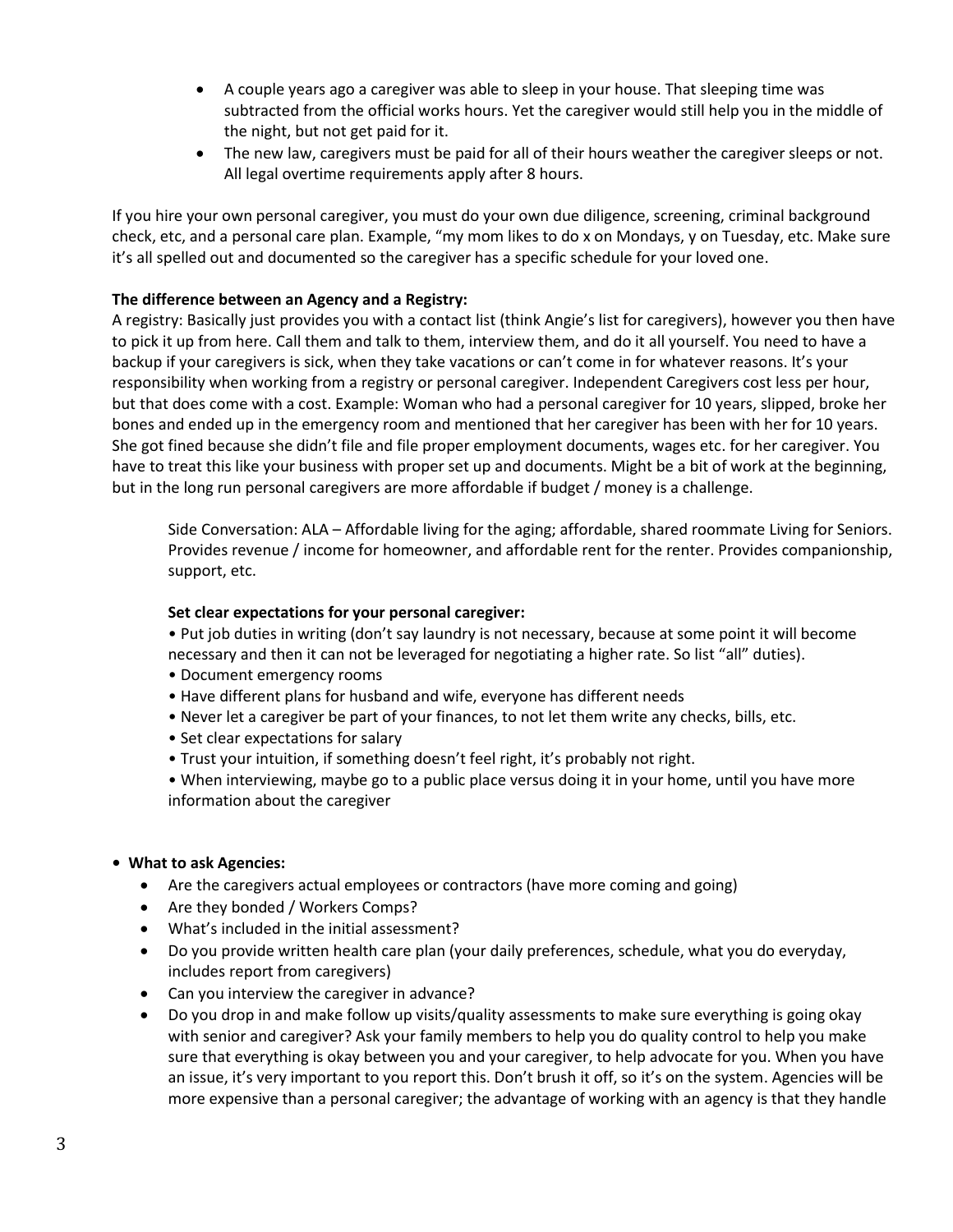- A couple years ago a caregiver was able to sleep in your house. That sleeping time was subtracted from the official works hours. Yet the caregiver would still help you in the middle of the night, but not get paid for it.
- The new law, caregivers must be paid for all of their hours weather the caregiver sleeps or not. All legal overtime requirements apply after 8 hours.

If you hire your own personal caregiver, you must do your own due diligence, screening, criminal background check, etc, and a personal care plan. Example, "my mom likes to do x on Mondays, y on Tuesday, etc. Make sure it's all spelled out and documented so the caregiver has a specific schedule for your loved one.

**The difference between an Agency and a Registry:**
A registry: Basically just provides you with a contact list (think Angie's list for caregivers), however you then have to pick it up from here. Call them and talk to them, interview them, and do it all yourself. You need to have a backup if your caregivers is sick, when they take vacations or can't come in for whatever reasons. It's your responsibility when working from a registry or personal caregiver. Independent Caregivers cost less per hour, but that does come with a cost. Example: Woman who had a personal caregiver for 10 years, slipped, broke her bones and ended up in the emergency room and mentioned that her caregiver has been with her for 10 years. She got fined because she didn't file and file proper employment documents, wages etc. for her caregiver. You have to treat this like your business with proper set up and documents. Might be a bit of work at the beginning, but in the long run personal caregivers are more affordable if budget / money is a challenge.

> Side Conversation: ALA – Affordable living for the aging; affordable, shared roommate Living for Seniors. Provides revenue / income for homeowner, and affordable rent for the renter. Provides companionship, support, etc.
>
> **Set clear expectations for your personal caregiver:**
>
> - Put job duties in writing (don't say laundry is not necessary, because at some point it will become necessary and then it can not be leveraged for negotiating a higher rate. So list "all" duties).
> - Document emergency rooms
> - Have different plans for husband and wife, everyone has different needs
> - Never let a caregiver be part of your finances, to not let them write any checks, bills, etc.
> - Set clear expectations for salary
> - Trust your intuition, if something doesn't feel right, it's probably not right.
> - When interviewing, maybe go to a public place versus doing it in your home, until you have more information about the caregiver

- **What to ask Agencies:**
  - Are the caregivers actual employees or contractors (have more coming and going)
  - Are they bonded / Workers Comps?
  - What's included in the initial assessment?
  - Do you provide written health care plan (your daily preferences, schedule, what you do everyday, includes report from caregivers)
  - Can you interview the caregiver in advance?
  - Do you drop in and make follow up visits/quality assessments to make sure everything is going okay with senior and caregiver? Ask your family members to help you do quality control to help you make sure that everything is okay between you and your caregiver, to help advocate for you. When you have an issue, it's very important to you report this. Don't brush it off, so it's on the system. Agencies will be more expensive than a personal caregiver; the advantage of working with an agency is that they handle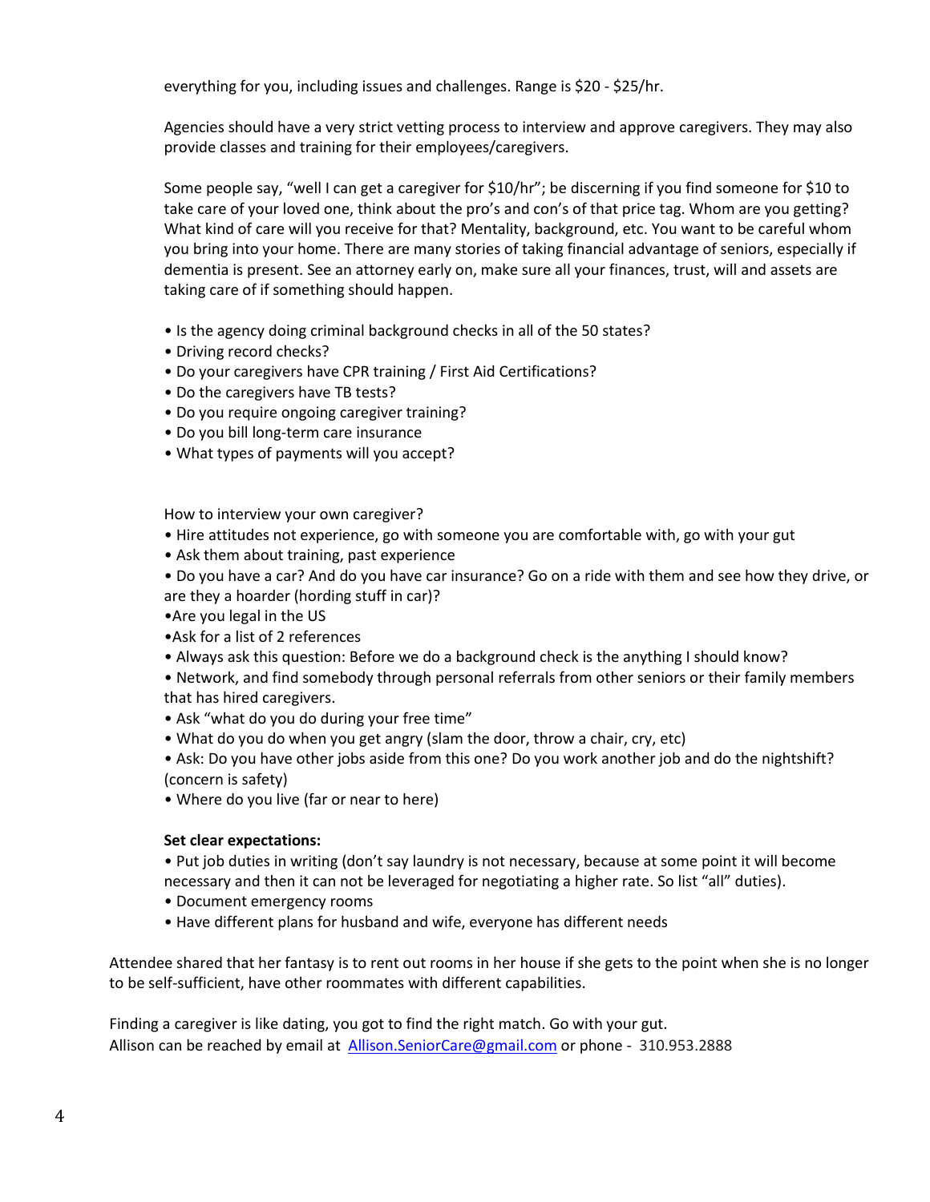everything for you, including issues and challenges. Range is $20 - $25/hr.

Agencies should have a very strict vetting process to interview and approve caregivers. They may also provide classes and training for their employees/caregivers.

Some people say, "well I can get a caregiver for $10/hr"; be discerning if you find someone for $10 to take care of your loved one, think about the pro's and con's of that price tag. Whom are you getting? What kind of care will you receive for that? Mentality, background, etc. You want to be careful whom you bring into your home. There are many stories of taking financial advantage of seniors, especially if dementia is present. See an attorney early on, make sure all your finances, trust, will and assets are taking care of if something should happen.

- Is the agency doing criminal background checks in all of the 50 states?
- Driving record checks?
- Do your caregivers have CPR training / First Aid Certifications?
- Do the caregivers have TB tests?
- Do you require ongoing caregiver training?
- Do you bill long-term care insurance
- What types of payments will you accept?

How to interview your own caregiver?

- Hire attitudes not experience, go with someone you are comfortable with, go with your gut
- Ask them about training, past experience
- Do you have a car? And do you have car insurance? Go on a ride with them and see how they drive, or are they a hoarder (hording stuff in car)?
- Are you legal in the US
- Ask for a list of 2 references
- Always ask this question: Before we do a background check is the anything I should know?
- Network, and find somebody through personal referrals from other seniors or their family members that has hired caregivers.
- Ask "what do you do during your free time"
- What do you do when you get angry (slam the door, throw a chair, cry, etc)
- Ask: Do you have other jobs aside from this one? Do you work another job and do the nightshift? (concern is safety)
- Where do you live (far or near to here)

**Set clear expectations:**

- Put job duties in writing (don't say laundry is not necessary, because at some point it will become necessary and then it can not be leveraged for negotiating a higher rate. So list "all" duties).
- Document emergency rooms
- Have different plans for husband and wife, everyone has different needs

Attendee shared that her fantasy is to rent out rooms in her house if she gets to the point when she is no longer to be self-sufficient, have other roommates with different capabilities.

Finding a caregiver is like dating, you got to find the right match. Go with your gut.
Allison can be reached by email at [Allison.SeniorCare@gmail.com](mailto:Allison.SeniorCare@gmail.com) or phone - 310.953.2888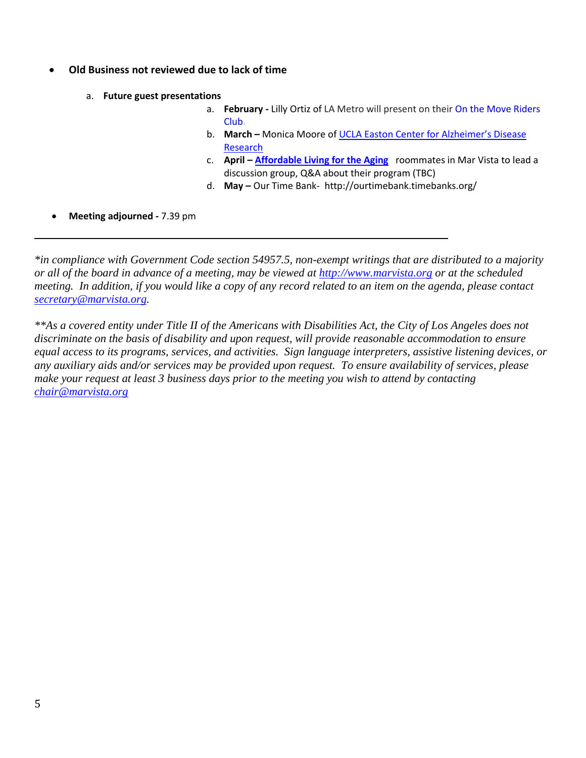- **Old Business not reviewed due to lack of time**

  a. **Future guest presentations**

     a. **February -** Lilly Ortiz of LA Metro will present on their On the Move Riders Club.
     b. **March –** Monica Moore of UCLA Easton Center for Alzheimer's Disease Research
     c. **April – Affordable Living for the Aging** roommates in Mar Vista to lead a discussion group, Q&A about their program (TBC)
     d. **May –** Our Time Bank- http://ourtimebank.timebanks.org/

- **Meeting adjourned -** 7.39 pm

---

*\*in compliance with Government Code section 54957.5, non-exempt writings that are distributed to a majority or all of the board in advance of a meeting, may be viewed at http://www.marvista.org or at the scheduled meeting. In addition, if you would like a copy of any record related to an item on the agenda, please contact secretary@marvista.org.*

*\*\*As a covered entity under Title II of the Americans with Disabilities Act, the City of Los Angeles does not discriminate on the basis of disability and upon request, will provide reasonable accommodation to ensure equal access to its programs, services, and activities. Sign language interpreters, assistive listening devices, or any auxiliary aids and/or services may be provided upon request. To ensure availability of services, please make your request at least 3 business days prior to the meeting you wish to attend by contacting chair@marvista.org*